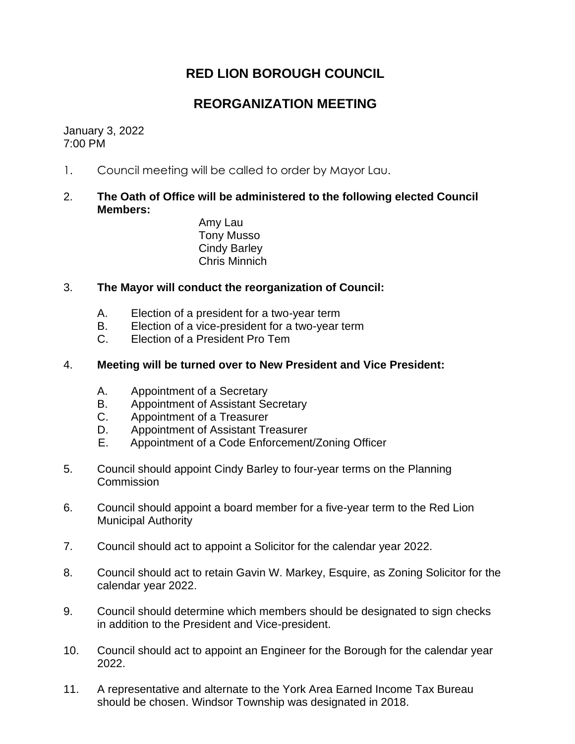# RED LION BOROUGH COUNCIL

## REORGANIZATION MEETING

January 3, 2022
7:00 PM

1. Council meeting will be called to order by Mayor Lau.

2. **The Oath of Office will be administered to the following elected Council Members:**

   Amy Lau
   Tony Musso
   Cindy Barley
   Chris Minnich

3. **The Mayor will conduct the reorganization of Council:**

   A. Election of a president for a two-year term
   B. Election of a vice-president for a two-year term
   C. Election of a President Pro Tem

4. **Meeting will be turned over to New President and Vice President:**

   A. Appointment of a Secretary
   B. Appointment of Assistant Secretary
   C. Appointment of a Treasurer
   D. Appointment of Assistant Treasurer
   E. Appointment of a Code Enforcement/Zoning Officer

5. Council should appoint Cindy Barley to four-year terms on the Planning Commission

6. Council should appoint a board member for a five-year term to the Red Lion Municipal Authority

7. Council should act to appoint a Solicitor for the calendar year 2022.

8. Council should act to retain Gavin W. Markey, Esquire, as Zoning Solicitor for the calendar year 2022.

9. Council should determine which members should be designated to sign checks in addition to the President and Vice-president.

10. Council should act to appoint an Engineer for the Borough for the calendar year 2022.

11. A representative and alternate to the York Area Earned Income Tax Bureau should be chosen. Windsor Township was designated in 2018.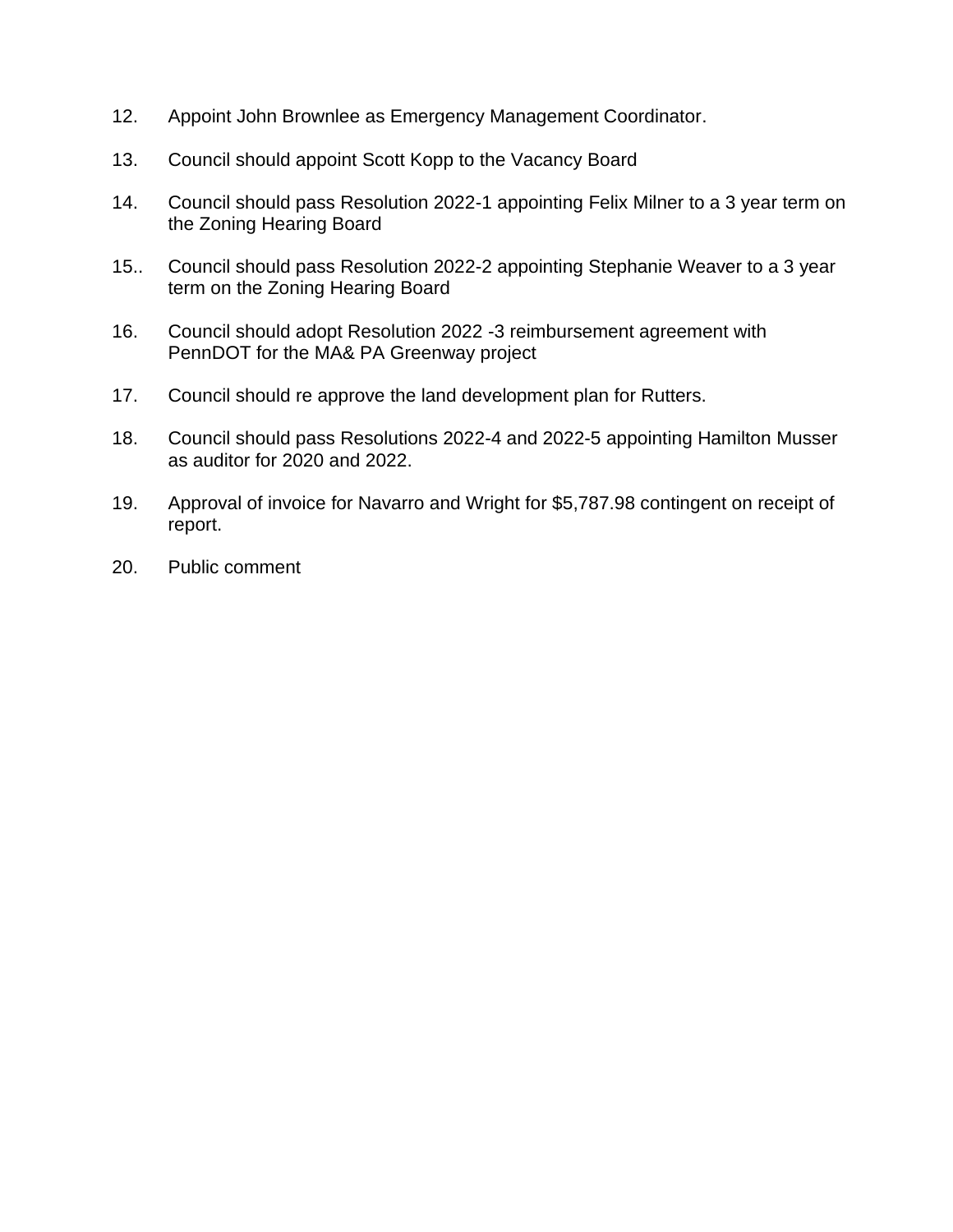12. Appoint John Brownlee as Emergency Management Coordinator.

13. Council should appoint Scott Kopp to the Vacancy Board

14. Council should pass Resolution 2022-1 appointing Felix Milner to a 3 year term on the Zoning Hearing Board

15.. Council should pass Resolution 2022-2 appointing Stephanie Weaver to a 3 year term on the Zoning Hearing Board

16. Council should adopt Resolution 2022 -3 reimbursement agreement with PennDOT for the MA& PA Greenway project

17. Council should re approve the land development plan for Rutters.

18. Council should pass Resolutions 2022-4 and 2022-5 appointing Hamilton Musser as auditor for 2020 and 2022.

19. Approval of invoice for Navarro and Wright for $5,787.98 contingent on receipt of report.

20. Public comment